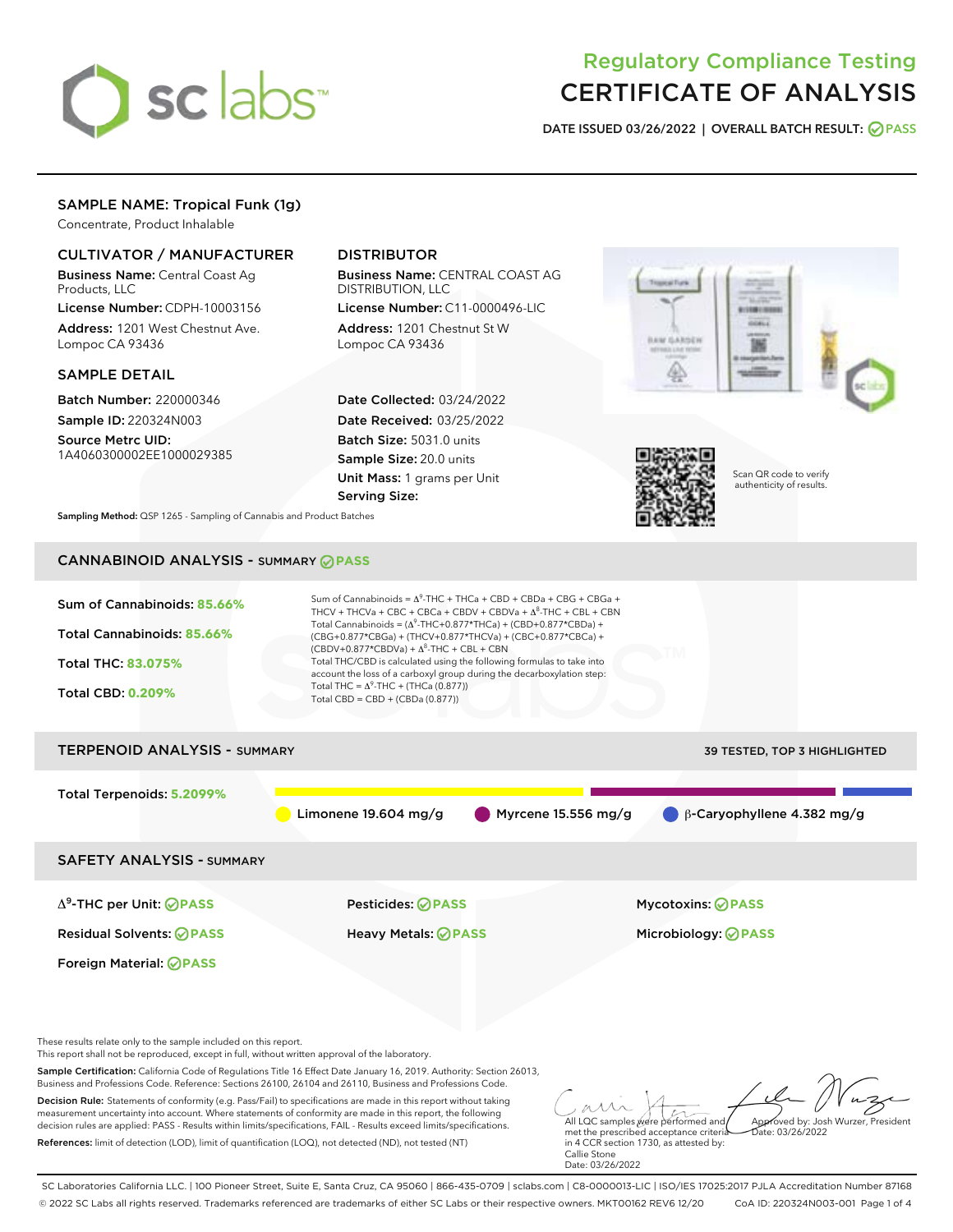# Regulatory Compliance Testing
# CERTIFICATE OF ANALYSIS

**DATE ISSUED 03/26/2022 | OVERALL BATCH RESULT: PASS**

## SAMPLE NAME: Tropical Funk (1g)

Concentrate, Product Inhalable

### CULTIVATOR / MANUFACTURER

**Business Name:** Central Coast Ag Products, LLC

**License Number:** CDPH-10003156

**Address:** 1201 West Chestnut Ave. Lompoc CA 93436

### DISTRIBUTOR

**Business Name:** CENTRAL COAST AG DISTRIBUTION, LLC

**License Number:** C11-0000496-LIC

**Address:** 1201 Chestnut St W Lompoc CA 93436

### SAMPLE DETAIL

**Batch Number:** 220000346

**Sample ID:** 220324N003

**Source Metrc UID:** 1A4060300002EE1000029385

**Date Collected:** 03/24/2022

**Date Received:** 03/25/2022

**Batch Size:** 5031.0 units

**Sample Size:** 20.0 units

**Unit Mass:** 1 grams per Unit

**Serving Size:**

Scan QR code to verify authenticity of results.

**Sampling Method:** QSP 1265 - Sampling of Cannabis and Product Batches

## CANNABINOID ANALYSIS - SUMMARY PASS

**Sum of Cannabinoids: 85.66%**

**Total Cannabinoids: 85.66%**

**Total THC: 83.075%**

**Total CBD: 0.209%**

Sum of Cannabinoids = $\Delta^9$-THC + THCa + CBD + CBDa + CBG + CBGa + THCV + THCVa + CBC + CBCa + CBDV + CBDVa + $\Delta^8$-THC + CBL + CBN

Total Cannabinoids = ($\Delta^9$-THC+0.877*THCa) + (CBD+0.877*CBDa) + (CBG+0.877*CBGa) + (THCV+0.877*THCVa) + (CBC+0.877*CBCa) + (CBDV+0.877*CBDVa) + $\Delta^8$-THC + CBL + CBN

Total THC/CBD is calculated using the following formulas to take into account the loss of a carboxyl group during the decarboxylation step:

Total THC = $\Delta^9$-THC + (THCa (0.877))

Total CBD = CBD + (CBDa (0.877))

## TERPENOID ANALYSIS - SUMMARY

39 TESTED, TOP 3 HIGHLIGHTED

**Total Terpenoids: 5.2099%**

Limonene 19.604 mg/g | Myrcene 15.556 mg/g | β-Caryophyllene 4.382 mg/g

## SAFETY ANALYSIS - SUMMARY

| | | |
|---|---|---|
| $\Delta^9$-THC per Unit: PASS | Pesticides: PASS | Mycotoxins: PASS |
| Residual Solvents: PASS | Heavy Metals: PASS | Microbiology: PASS |
| Foreign Material: PASS | | |

These results relate only to the sample included on this report.
This report shall not be reproduced, except in full, without written approval of the laboratory.

**Sample Certification:** California Code of Regulations Title 16 Effect Date January 16, 2019. Authority: Section 26013, Business and Professions Code. Reference: Sections 26100, 26104 and 26110, Business and Professions Code.

**Decision Rule:** Statements of conformity (e.g. Pass/Fail) to specifications are made in this report without taking measurement uncertainty into account. Where statements of conformity are made in this report, the following decision rules are applied: PASS - Results within limits/specifications, FAIL - Results exceed limits/specifications.

**References:** limit of detection (LOD), limit of quantification (LOQ), not detected (ND), not tested (NT)

All LQC samples were performed and met the prescribed acceptance criteria in 4 CCR section 1730, as attested by: Callie Stone
Date: 03/26/2022

Approved by: Josh Wurzer, President
Date: 03/26/2022

SC Laboratories California LLC. | 100 Pioneer Street, Suite E, Santa Cruz, CA 95060 | 866-435-0709 | sclabs.com | C8-0000013-LIC | ISO/IES 17025:2017 PJLA Accreditation Number 87168
© 2022 SC Labs all rights reserved. Trademarks referenced are trademarks of either SC Labs or their respective owners. MKT00162 REV6 12/20 CoA ID: 220324N003-001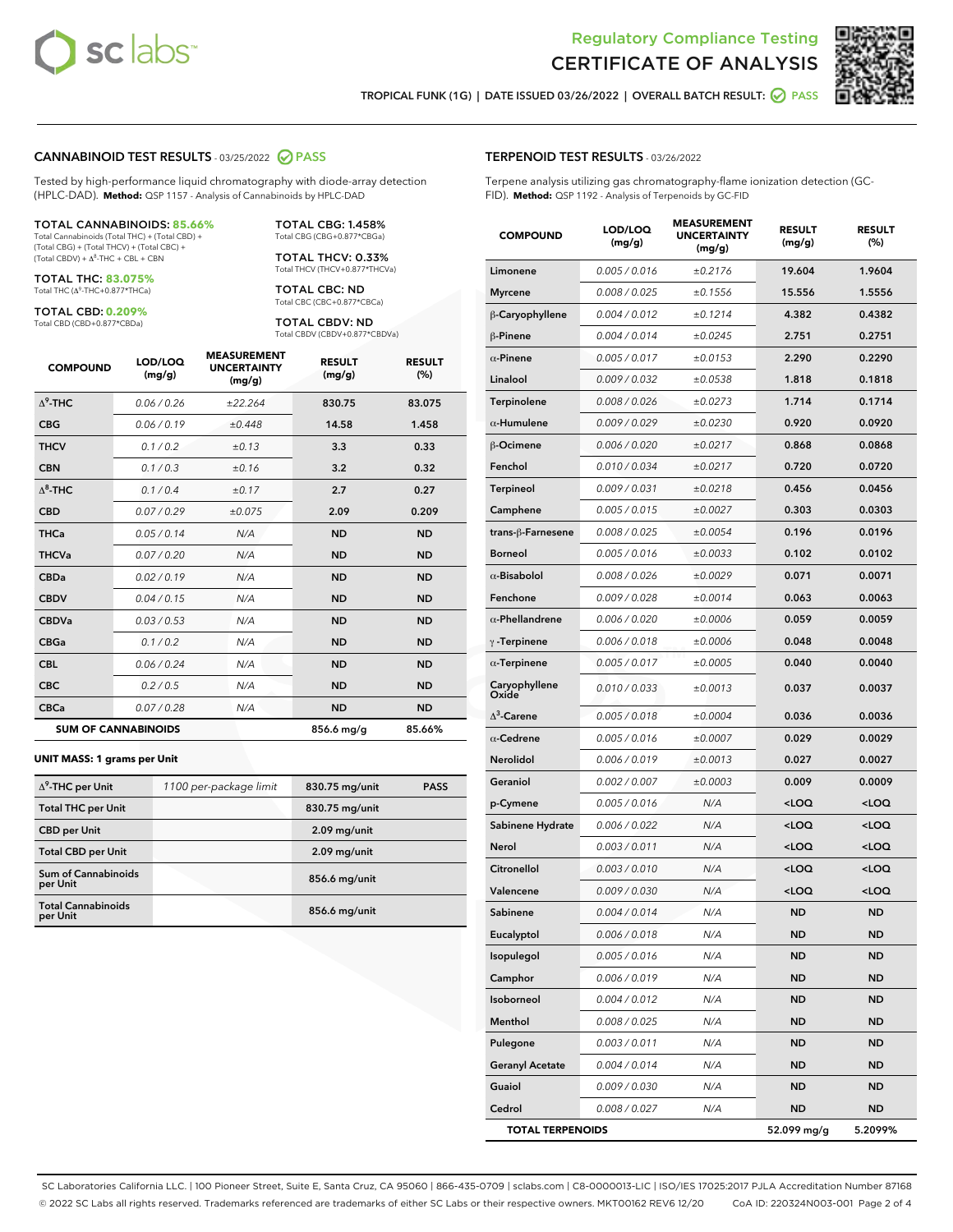Regulatory Compliance Testing

# CERTIFICATE OF ANALYSIS

TROPICAL FUNK (1G) | DATE ISSUED 03/26/2022 | OVERALL BATCH RESULT: PASS

## CANNABINOID TEST RESULTS - 03/25/2022 PASS

Tested by high-performance liquid chromatography with diode-array detection (HPLC-DAD). **Method:** QSP 1157 - Analysis of Cannabinoids by HPLC-DAD

**TOTAL CANNABINOIDS: 85.66%**
Total Cannabinoids (Total THC) + (Total CBD) + (Total CBG) + (Total THCV) + (Total CBC) + (Total CBDV) + $\Delta^8$-THC + CBL + CBN

**TOTAL THC: 83.075%**
Total THC ($\Delta^9$-THC+0.877*THCa)

**TOTAL CBD: 0.209%**
Total CBD (CBD+0.877*CBDa)

**TOTAL CBG: 1.458%**
Total CBG (CBG+0.877*CBGa)

**TOTAL THCV: 0.33%**
Total THCV (THCV+0.877*THCVa)

**TOTAL CBC: ND**
Total CBC (CBC+0.877*CBCa)

**TOTAL CBDV: ND**
Total CBDV (CBDV+0.877*CBDVa)

| COMPOUND | LOD/LOQ (mg/g) | MEASUREMENT UNCERTAINTY (mg/g) | RESULT (mg/g) | RESULT (%) |
|---|---|---|---|---|
| $\Delta^9$-THC | 0.06 / 0.26 | ±22.264 | 830.75 | 83.075 |
| CBG | 0.06 / 0.19 | ±0.448 | 14.58 | 1.458 |
| THCV | 0.1 / 0.2 | ±0.13 | 3.3 | 0.33 |
| CBN | 0.1 / 0.3 | ±0.16 | 3.2 | 0.32 |
| $\Delta^8$-THC | 0.1 / 0.4 | ±0.17 | 2.7 | 0.27 |
| CBD | 0.07 / 0.29 | ±0.075 | 2.09 | 0.209 |
| THCa | 0.05 / 0.14 | N/A | ND | ND |
| THCVa | 0.07 / 0.20 | N/A | ND | ND |
| CBDa | 0.02 / 0.19 | N/A | ND | ND |
| CBDV | 0.04 / 0.15 | N/A | ND | ND |
| CBDVa | 0.03 / 0.53 | N/A | ND | ND |
| CBGa | 0.1 / 0.2 | N/A | ND | ND |
| CBL | 0.06 / 0.24 | N/A | ND | ND |
| CBC | 0.2 / 0.5 | N/A | ND | ND |
| CBCa | 0.07 / 0.28 | N/A | ND | ND |
| **SUM OF CANNABINOIDS** | | | 856.6 mg/g | 85.66% |

**UNIT MASS: 1 grams per Unit**

| | | | |
|---|---|---|---|
| $\Delta^9$-THC per Unit | 1100 per-package limit | 830.75 mg/unit | PASS |
| Total THC per Unit | | 830.75 mg/unit | |
| CBD per Unit | | 2.09 mg/unit | |
| Total CBD per Unit | | 2.09 mg/unit | |
| Sum of Cannabinoids per Unit | | 856.6 mg/unit | |
| Total Cannabinoids per Unit | | 856.6 mg/unit | |

## TERPENOID TEST RESULTS - 03/26/2022

Terpene analysis utilizing gas chromatography-flame ionization detection (GC-FID). **Method:** QSP 1192 - Analysis of Terpenoids by GC-FID

| COMPOUND | LOD/LOQ (mg/g) | MEASUREMENT UNCERTAINTY (mg/g) | RESULT (mg/g) | RESULT (%) |
|---|---|---|---|---|
| Limonene | 0.005 / 0.016 | ±0.2176 | 19.604 | 1.9604 |
| Myrcene | 0.008 / 0.025 | ±0.1556 | 15.556 | 1.5556 |
| β-Caryophyllene | 0.004 / 0.012 | ±0.1214 | 4.382 | 0.4382 |
| β-Pinene | 0.004 / 0.014 | ±0.0245 | 2.751 | 0.2751 |
| α-Pinene | 0.005 / 0.017 | ±0.0153 | 2.290 | 0.2290 |
| Linalool | 0.009 / 0.032 | ±0.0538 | 1.818 | 0.1818 |
| Terpinolene | 0.008 / 0.026 | ±0.0273 | 1.714 | 0.1714 |
| α-Humulene | 0.009 / 0.029 | ±0.0230 | 0.920 | 0.0920 |
| β-Ocimene | 0.006 / 0.020 | ±0.0217 | 0.868 | 0.0868 |
| Fenchol | 0.010 / 0.034 | ±0.0217 | 0.720 | 0.0720 |
| Terpineol | 0.009 / 0.031 | ±0.0218 | 0.456 | 0.0456 |
| Camphene | 0.005 / 0.015 | ±0.0027 | 0.303 | 0.0303 |
| trans-β-Farnesene | 0.008 / 0.025 | ±0.0054 | 0.196 | 0.0196 |
| Borneol | 0.005 / 0.016 | ±0.0033 | 0.102 | 0.0102 |
| α-Bisabolol | 0.008 / 0.026 | ±0.0029 | 0.071 | 0.0071 |
| Fenchone | 0.009 / 0.028 | ±0.0014 | 0.063 | 0.0063 |
| α-Phellandrene | 0.006 / 0.020 | ±0.0006 | 0.059 | 0.0059 |
| γ-Terpinene | 0.006 / 0.018 | ±0.0006 | 0.048 | 0.0048 |
| α-Terpinene | 0.005 / 0.017 | ±0.0005 | 0.040 | 0.0040 |
| Caryophyllene Oxide | 0.010 / 0.033 | ±0.0013 | 0.037 | 0.0037 |
| $\Delta^3$-Carene | 0.005 / 0.018 | ±0.0004 | 0.036 | 0.0036 |
| α-Cedrene | 0.005 / 0.016 | ±0.0007 | 0.029 | 0.0029 |
| Nerolidol | 0.006 / 0.019 | ±0.0013 | 0.027 | 0.0027 |
| Geraniol | 0.002 / 0.007 | ±0.0003 | 0.009 | 0.0009 |
| p-Cymene | 0.005 / 0.016 | N/A | <LOQ | <LOQ |
| Sabinene Hydrate | 0.006 / 0.022 | N/A | <LOQ | <LOQ |
| Nerol | 0.003 / 0.011 | N/A | <LOQ | <LOQ |
| Citronellol | 0.003 / 0.010 | N/A | <LOQ | <LOQ |
| Valencene | 0.009 / 0.030 | N/A | <LOQ | <LOQ |
| Sabinene | 0.004 / 0.014 | N/A | ND | ND |
| Eucalyptol | 0.006 / 0.018 | N/A | ND | ND |
| Isopulegol | 0.005 / 0.016 | N/A | ND | ND |
| Camphor | 0.006 / 0.019 | N/A | ND | ND |
| Isoborneol | 0.004 / 0.012 | N/A | ND | ND |
| Menthol | 0.008 / 0.025 | N/A | ND | ND |
| Pulegone | 0.003 / 0.011 | N/A | ND | ND |
| Geranyl Acetate | 0.004 / 0.014 | N/A | ND | ND |
| Guaiol | 0.009 / 0.030 | N/A | ND | ND |
| Cedrol | 0.008 / 0.027 | N/A | ND | ND |
| **TOTAL TERPENOIDS** | | | 52.099 mg/g | 5.2099% |

SC Laboratories California LLC. | 100 Pioneer Street, Suite E, Santa Cruz, CA 95060 | 866-435-0709 | sclabs.com | C8-0000013-LIC | ISO/IES 17025:2017 PJLA Accreditation Number 87168
© 2022 SC Labs all rights reserved. Trademarks referenced are trademarks of either SC Labs or their respective owners. MKT00162 REV6 12/20 CoA ID: 220324N003-001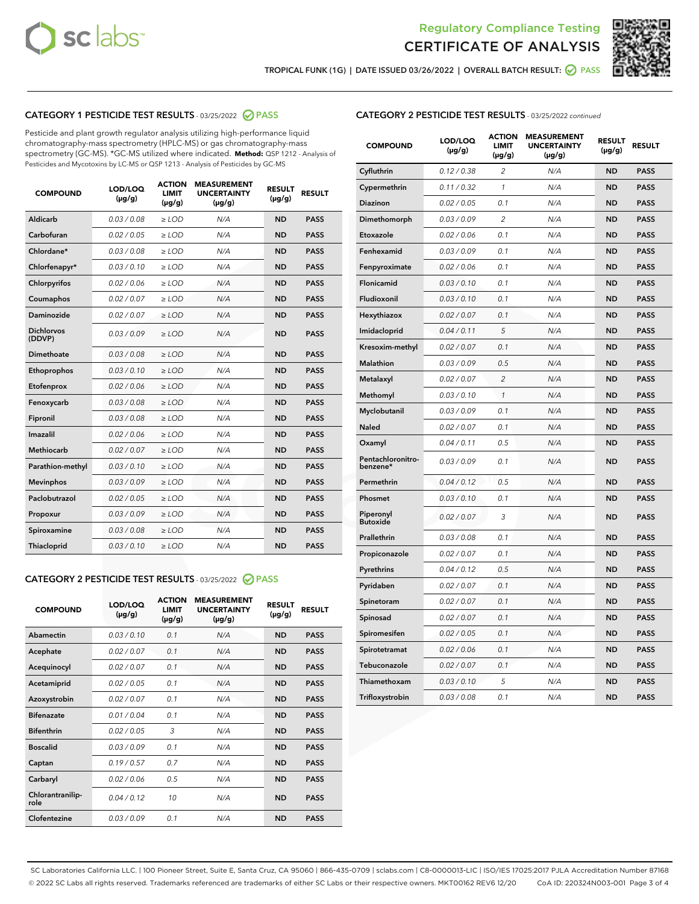Regulatory Compliance Testing
# CERTIFICATE OF ANALYSIS

TROPICAL FUNK (1G) | DATE ISSUED 03/26/2022 | OVERALL BATCH RESULT: PASS

## CATEGORY 1 PESTICIDE TEST RESULTS - 03/25/2022 PASS

Pesticide and plant growth regulator analysis utilizing high-performance liquid chromatography-mass spectrometry (HPLC-MS) or gas chromatography-mass spectrometry (GC-MS). *GC-MS utilized where indicated. **Method:** QSP 1212 - Analysis of Pesticides and Mycotoxins by LC-MS or QSP 1213 - Analysis of Pesticides by GC-MS

| COMPOUND | LOD/LOQ (µg/g) | ACTION LIMIT (µg/g) | MEASUREMENT UNCERTAINTY (µg/g) | RESULT (µg/g) | RESULT |
|---|---|---|---|---|---|
| Aldicarb | 0.03 / 0.08 | ≥ LOD | N/A | ND | PASS |
| Carbofuran | 0.02 / 0.05 | ≥ LOD | N/A | ND | PASS |
| Chlordane* | 0.03 / 0.08 | ≥ LOD | N/A | ND | PASS |
| Chlorfenapyr* | 0.03 / 0.10 | ≥ LOD | N/A | ND | PASS |
| Chlorpyrifos | 0.02 / 0.06 | ≥ LOD | N/A | ND | PASS |
| Coumaphos | 0.02 / 0.07 | ≥ LOD | N/A | ND | PASS |
| Daminozide | 0.02 / 0.07 | ≥ LOD | N/A | ND | PASS |
| Dichlorvos (DDVP) | 0.03 / 0.09 | ≥ LOD | N/A | ND | PASS |
| Dimethoate | 0.03 / 0.08 | ≥ LOD | N/A | ND | PASS |
| Ethoprophos | 0.03 / 0.10 | ≥ LOD | N/A | ND | PASS |
| Etofenprox | 0.02 / 0.06 | ≥ LOD | N/A | ND | PASS |
| Fenoxycarb | 0.03 / 0.08 | ≥ LOD | N/A | ND | PASS |
| Fipronil | 0.03 / 0.08 | ≥ LOD | N/A | ND | PASS |
| Imazalil | 0.02 / 0.06 | ≥ LOD | N/A | ND | PASS |
| Methiocarb | 0.02 / 0.07 | ≥ LOD | N/A | ND | PASS |
| Parathion-methyl | 0.03 / 0.10 | ≥ LOD | N/A | ND | PASS |
| Mevinphos | 0.03 / 0.09 | ≥ LOD | N/A | ND | PASS |
| Paclobutrazol | 0.02 / 0.05 | ≥ LOD | N/A | ND | PASS |
| Propoxur | 0.03 / 0.09 | ≥ LOD | N/A | ND | PASS |
| Spiroxamine | 0.03 / 0.08 | ≥ LOD | N/A | ND | PASS |
| Thiacloprid | 0.03 / 0.10 | ≥ LOD | N/A | ND | PASS |

## CATEGORY 2 PESTICIDE TEST RESULTS - 03/25/2022 PASS

| COMPOUND | LOD/LOQ (µg/g) | ACTION LIMIT (µg/g) | MEASUREMENT UNCERTAINTY (µg/g) | RESULT (µg/g) | RESULT |
|---|---|---|---|---|---|
| Abamectin | 0.03 / 0.10 | 0.1 | N/A | ND | PASS |
| Acephate | 0.02 / 0.07 | 0.1 | N/A | ND | PASS |
| Acequinocyl | 0.02 / 0.07 | 0.1 | N/A | ND | PASS |
| Acetamiprid | 0.02 / 0.05 | 0.1 | N/A | ND | PASS |
| Azoxystrobin | 0.02 / 0.07 | 0.1 | N/A | ND | PASS |
| Bifenazate | 0.01 / 0.04 | 0.1 | N/A | ND | PASS |
| Bifenthrin | 0.02 / 0.05 | 3 | N/A | ND | PASS |
| Boscalid | 0.03 / 0.09 | 0.1 | N/A | ND | PASS |
| Captan | 0.19 / 0.57 | 0.7 | N/A | ND | PASS |
| Carbaryl | 0.02 / 0.06 | 0.5 | N/A | ND | PASS |
| Chlorantraniliprole | 0.04 / 0.12 | 10 | N/A | ND | PASS |
| Clofentezine | 0.03 / 0.09 | 0.1 | N/A | ND | PASS |
| Cyfluthrin | 0.12 / 0.38 | 2 | N/A | ND | PASS |
| Cypermethrin | 0.11 / 0.32 | 1 | N/A | ND | PASS |
| Diazinon | 0.02 / 0.05 | 0.1 | N/A | ND | PASS |
| Dimethomorph | 0.03 / 0.09 | 2 | N/A | ND | PASS |
| Etoxazole | 0.02 / 0.06 | 0.1 | N/A | ND | PASS |
| Fenhexamid | 0.03 / 0.09 | 0.1 | N/A | ND | PASS |
| Fenpyroximate | 0.02 / 0.06 | 0.1 | N/A | ND | PASS |
| Flonicamid | 0.03 / 0.10 | 0.1 | N/A | ND | PASS |
| Fludioxonil | 0.03 / 0.10 | 0.1 | N/A | ND | PASS |
| Hexythiazox | 0.02 / 0.07 | 0.1 | N/A | ND | PASS |
| Imidacloprid | 0.04 / 0.11 | 5 | N/A | ND | PASS |
| Kresoxim-methyl | 0.02 / 0.07 | 0.1 | N/A | ND | PASS |
| Malathion | 0.03 / 0.09 | 0.5 | N/A | ND | PASS |
| Metalaxyl | 0.02 / 0.07 | 2 | N/A | ND | PASS |
| Methomyl | 0.03 / 0.10 | 1 | N/A | ND | PASS |
| Myclobutanil | 0.03 / 0.09 | 0.1 | N/A | ND | PASS |
| Naled | 0.02 / 0.07 | 0.1 | N/A | ND | PASS |
| Oxamyl | 0.04 / 0.11 | 0.5 | N/A | ND | PASS |
| Pentachloronitrobenzene* | 0.03 / 0.09 | 0.1 | N/A | ND | PASS |
| Permethrin | 0.04 / 0.12 | 0.5 | N/A | ND | PASS |
| Phosmet | 0.03 / 0.10 | 0.1 | N/A | ND | PASS |
| Piperonyl Butoxide | 0.02 / 0.07 | 3 | N/A | ND | PASS |
| Prallethrin | 0.03 / 0.08 | 0.1 | N/A | ND | PASS |
| Propiconazole | 0.02 / 0.07 | 0.1 | N/A | ND | PASS |
| Pyrethrins | 0.04 / 0.12 | 0.5 | N/A | ND | PASS |
| Pyridaben | 0.02 / 0.07 | 0.1 | N/A | ND | PASS |
| Spinetoram | 0.02 / 0.07 | 0.1 | N/A | ND | PASS |
| Spinosad | 0.02 / 0.07 | 0.1 | N/A | ND | PASS |
| Spiromesifen | 0.02 / 0.05 | 0.1 | N/A | ND | PASS |
| Spirotetramat | 0.02 / 0.06 | 0.1 | N/A | ND | PASS |
| Tebuconazole | 0.02 / 0.07 | 0.1 | N/A | ND | PASS |
| Thiamethoxam | 0.03 / 0.10 | 5 | N/A | ND | PASS |
| Trifloxystrobin | 0.03 / 0.08 | 0.1 | N/A | ND | PASS |

SC Laboratories California LLC. | 100 Pioneer Street, Suite E, Santa Cruz, CA 95060 | 866-435-0709 | sclabs.com | C8-0000013-LIC | ISO/IES 17025:2017 PJLA Accreditation Number 87168
© 2022 SC Labs all rights reserved. Trademarks referenced are trademarks of either SC Labs or their respective owners. MKT00162 REV6 12/20 CoA ID: 220324N003-001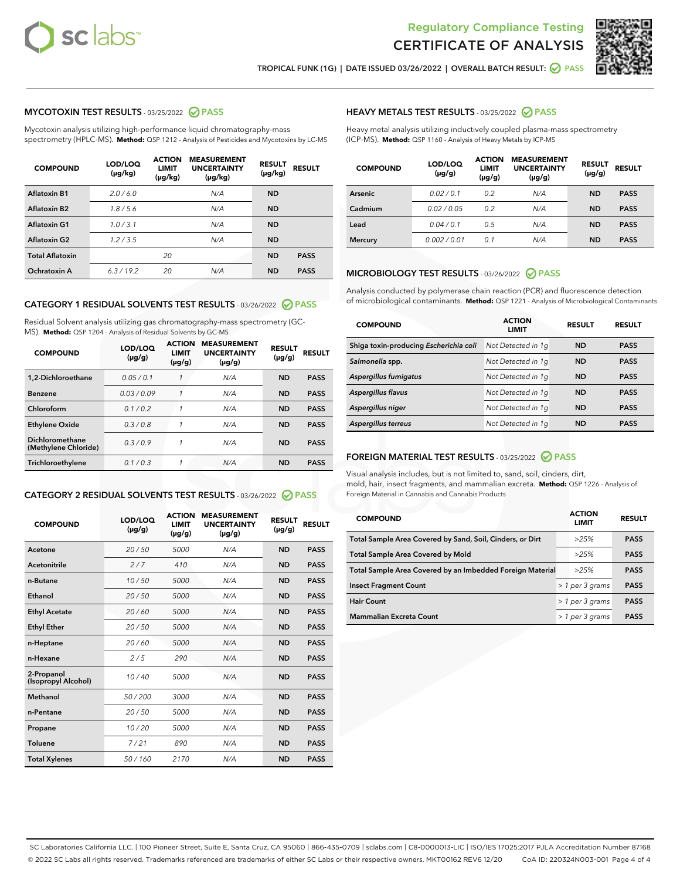Regulatory Compliance Testing

# CERTIFICATE OF ANALYSIS

TROPICAL FUNK (1G) | DATE ISSUED 03/26/2022 | OVERALL BATCH RESULT: PASS

## MYCOTOXIN TEST RESULTS - 03/25/2022 PASS

Mycotoxin analysis utilizing high-performance liquid chromatography-mass spectrometry (HPLC-MS). **Method:** QSP 1212 - Analysis of Pesticides and Mycotoxins by LC-MS

| COMPOUND | LOD/LOQ (µg/kg) | ACTION LIMIT (µg/kg) | MEASUREMENT UNCERTAINTY (µg/kg) | RESULT (µg/kg) | RESULT |
|---|---|---|---|---|---|
| Aflatoxin B1 | 2.0 / 6.0 | | N/A | ND | |
| Aflatoxin B2 | 1.8 / 5.6 | | N/A | ND | |
| Aflatoxin G1 | 1.0 / 3.1 | | N/A | ND | |
| Aflatoxin G2 | 1.2 / 3.5 | | N/A | ND | |
| Total Aflatoxin | | 20 | | ND | PASS |
| Ochratoxin A | 6.3 / 19.2 | 20 | N/A | ND | PASS |

## CATEGORY 1 RESIDUAL SOLVENTS TEST RESULTS - 03/26/2022 PASS

Residual Solvent analysis utilizing gas chromatography-mass spectrometry (GC-MS). **Method:** QSP 1204 - Analysis of Residual Solvents by GC-MS

| COMPOUND | LOD/LOQ (µg/g) | ACTION LIMIT (µg/g) | MEASUREMENT UNCERTAINTY (µg/g) | RESULT (µg/g) | RESULT |
|---|---|---|---|---|---|
| 1,2-Dichloroethane | 0.05 / 0.1 | 1 | N/A | ND | PASS |
| Benzene | 0.03 / 0.09 | 1 | N/A | ND | PASS |
| Chloroform | 0.1 / 0.2 | 1 | N/A | ND | PASS |
| Ethylene Oxide | 0.3 / 0.8 | 1 | N/A | ND | PASS |
| Dichloromethane (Methylene Chloride) | 0.3 / 0.9 | 1 | N/A | ND | PASS |
| Trichloroethylene | 0.1 / 0.3 | 1 | N/A | ND | PASS |

## CATEGORY 2 RESIDUAL SOLVENTS TEST RESULTS - 03/26/2022 PASS

| COMPOUND | LOD/LOQ (µg/g) | ACTION LIMIT (µg/g) | MEASUREMENT UNCERTAINTY (µg/g) | RESULT (µg/g) | RESULT |
|---|---|---|---|---|---|
| Acetone | 20 / 50 | 5000 | N/A | ND | PASS |
| Acetonitrile | 2 / 7 | 410 | N/A | ND | PASS |
| n-Butane | 10 / 50 | 5000 | N/A | ND | PASS |
| Ethanol | 20 / 50 | 5000 | N/A | ND | PASS |
| Ethyl Acetate | 20 / 60 | 5000 | N/A | ND | PASS |
| Ethyl Ether | 20 / 50 | 5000 | N/A | ND | PASS |
| n-Heptane | 20 / 60 | 5000 | N/A | ND | PASS |
| n-Hexane | 2 / 5 | 290 | N/A | ND | PASS |
| 2-Propanol (Isopropyl Alcohol) | 10 / 40 | 5000 | N/A | ND | PASS |
| Methanol | 50 / 200 | 3000 | N/A | ND | PASS |
| n-Pentane | 20 / 50 | 5000 | N/A | ND | PASS |
| Propane | 10 / 20 | 5000 | N/A | ND | PASS |
| Toluene | 7 / 21 | 890 | N/A | ND | PASS |
| Total Xylenes | 50 / 160 | 2170 | N/A | ND | PASS |

## HEAVY METALS TEST RESULTS - 03/25/2022 PASS

Heavy metal analysis utilizing inductively coupled plasma-mass spectrometry (ICP-MS). **Method:** QSP 1160 - Analysis of Heavy Metals by ICP-MS

| COMPOUND | LOD/LOQ (µg/g) | ACTION LIMIT (µg/g) | MEASUREMENT UNCERTAINTY (µg/g) | RESULT (µg/g) | RESULT |
|---|---|---|---|---|---|
| Arsenic | 0.02 / 0.1 | 0.2 | N/A | ND | PASS |
| Cadmium | 0.02 / 0.05 | 0.2 | N/A | ND | PASS |
| Lead | 0.04 / 0.1 | 0.5 | N/A | ND | PASS |
| Mercury | 0.002 / 0.01 | 0.1 | N/A | ND | PASS |

## MICROBIOLOGY TEST RESULTS - 03/26/2022 PASS

Analysis conducted by polymerase chain reaction (PCR) and fluorescence detection of microbiological contaminants. **Method:** QSP 1221 - Analysis of Microbiological Contaminants

| COMPOUND | ACTION LIMIT | RESULT | RESULT |
|---|---|---|---|
| Shiga toxin-producing *Escherichia coli* | Not Detected in 1g | ND | PASS |
| *Salmonella* spp. | Not Detected in 1g | ND | PASS |
| *Aspergillus fumigatus* | Not Detected in 1g | ND | PASS |
| *Aspergillus flavus* | Not Detected in 1g | ND | PASS |
| *Aspergillus niger* | Not Detected in 1g | ND | PASS |
| *Aspergillus terreus* | Not Detected in 1g | ND | PASS |

## FOREIGN MATERIAL TEST RESULTS - 03/25/2022 PASS

Visual analysis includes, but is not limited to, sand, soil, cinders, dirt, mold, hair, insect fragments, and mammalian excreta. **Method:** QSP 1226 - Analysis of Foreign Material in Cannabis and Cannabis Products

| COMPOUND | ACTION LIMIT | RESULT |
|---|---|---|
| Total Sample Area Covered by Sand, Soil, Cinders, or Dirt | >25% | PASS |
| Total Sample Area Covered by Mold | >25% | PASS |
| Total Sample Area Covered by an Imbedded Foreign Material | >25% | PASS |
| Insect Fragment Count | > 1 per 3 grams | PASS |
| Hair Count | > 1 per 3 grams | PASS |
| Mammalian Excreta Count | > 1 per 3 grams | PASS |

SC Laboratories California LLC. | 100 Pioneer Street, Suite E, Santa Cruz, CA 95060 | 866-435-0709 | sclabs.com | C8-0000013-LIC | ISO/IES 17025:2017 PJLA Accreditation Number 87168
© 2022 SC Labs all rights reserved. Trademarks referenced are trademarks of either SC Labs or their respective owners. MKT00162 REV6 12/20 CoA ID: 220324N003-001